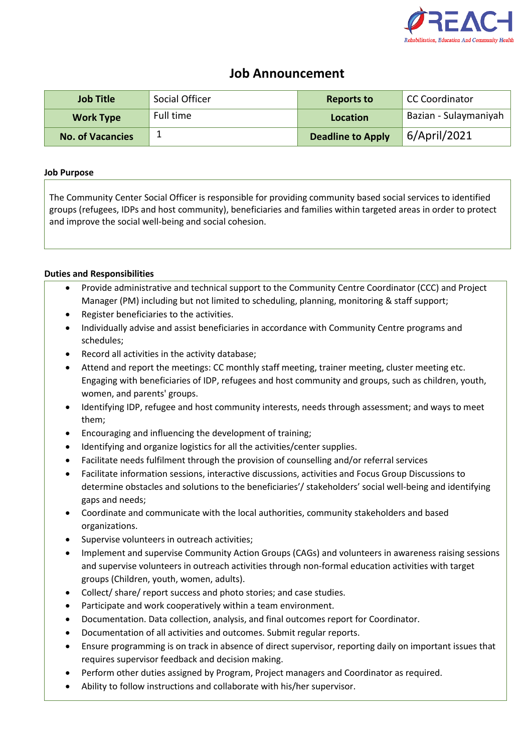REACH

Rehabilitation, Education And Community Health

# Job Announcement

| Job Title | Social Officer | Reports to | CC Coordinator |
|---|---|---|---|
| Work Type | Full time | Location | Bazian - Sulaymaniyah |
| No. of Vacancies | 1 | Deadline to Apply | 6/April/2021 |

**Job Purpose**

The Community Center Social Officer is responsible for providing community based social services to identified groups (refugees, IDPs and host community), beneficiaries and families within targeted areas in order to protect and improve the social well-being and social cohesion.

**Duties and Responsibilities**

- Provide administrative and technical support to the Community Centre Coordinator (CCC) and Project Manager (PM) including but not limited to scheduling, planning, monitoring & staff support;
- Register beneficiaries to the activities.
- Individually advise and assist beneficiaries in accordance with Community Centre programs and schedules;
- Record all activities in the activity database;
- Attend and report the meetings: CC monthly staff meeting, trainer meeting, cluster meeting etc. Engaging with beneficiaries of IDP, refugees and host community and groups, such as children, youth, women, and parents' groups.
- Identifying IDP, refugee and host community interests, needs through assessment; and ways to meet them;
- Encouraging and influencing the development of training;
- Identifying and organize logistics for all the activities/center supplies.
- Facilitate needs fulfilment through the provision of counselling and/or referral services
- Facilitate information sessions, interactive discussions, activities and Focus Group Discussions to determine obstacles and solutions to the beneficiaries'/ stakeholders' social well-being and identifying gaps and needs;
- Coordinate and communicate with the local authorities, community stakeholders and based organizations.
- Supervise volunteers in outreach activities;
- Implement and supervise Community Action Groups (CAGs) and volunteers in awareness raising sessions and supervise volunteers in outreach activities through non-formal education activities with target groups (Children, youth, women, adults).
- Collect/ share/ report success and photo stories; and case studies.
- Participate and work cooperatively within a team environment.
- Documentation. Data collection, analysis, and final outcomes report for Coordinator.
- Documentation of all activities and outcomes. Submit regular reports.
- Ensure programming is on track in absence of direct supervisor, reporting daily on important issues that requires supervisor feedback and decision making.
- Perform other duties assigned by Program, Project managers and Coordinator as required.
- Ability to follow instructions and collaborate with his/her supervisor.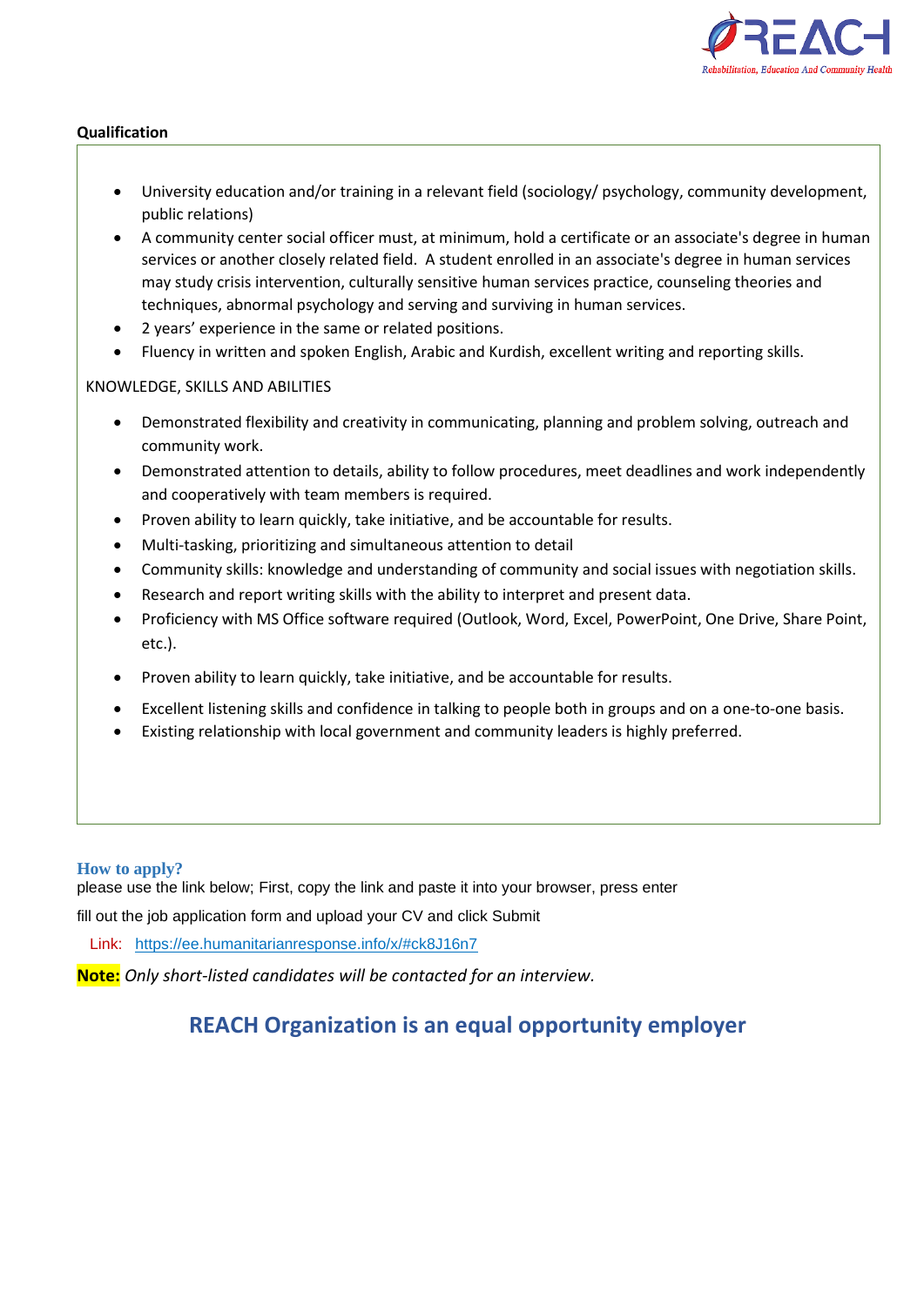**Qualification**

- University education and/or training in a relevant field (sociology/ psychology, community development, public relations)
- A community center social officer must, at minimum, hold a certificate or an associate's degree in human services or another closely related field. A student enrolled in an associate's degree in human services may study crisis intervention, culturally sensitive human services practice, counseling theories and techniques, abnormal psychology and serving and surviving in human services.
- 2 years' experience in the same or related positions.
- Fluency in written and spoken English, Arabic and Kurdish, excellent writing and reporting skills.

KNOWLEDGE, SKILLS AND ABILITIES

- Demonstrated flexibility and creativity in communicating, planning and problem solving, outreach and community work.
- Demonstrated attention to details, ability to follow procedures, meet deadlines and work independently and cooperatively with team members is required.
- Proven ability to learn quickly, take initiative, and be accountable for results.
- Multi-tasking, prioritizing and simultaneous attention to detail
- Community skills: knowledge and understanding of community and social issues with negotiation skills.
- Research and report writing skills with the ability to interpret and present data.
- Proficiency with MS Office software required (Outlook, Word, Excel, PowerPoint, One Drive, Share Point, etc.).
- Proven ability to learn quickly, take initiative, and be accountable for results.
- Excellent listening skills and confidence in talking to people both in groups and on a one-to-one basis.
- Existing relationship with local government and community leaders is highly preferred.

**How to apply?**

please use the link below; First, copy the link and paste it into your browser, press enter

fill out the job application form and upload your CV and click Submit

Link: https://ee.humanitarianresponse.info/x/#ck8J16n7

**Note:** *Only short-listed candidates will be contacted for an interview.*

## REACH Organization is an equal opportunity employer